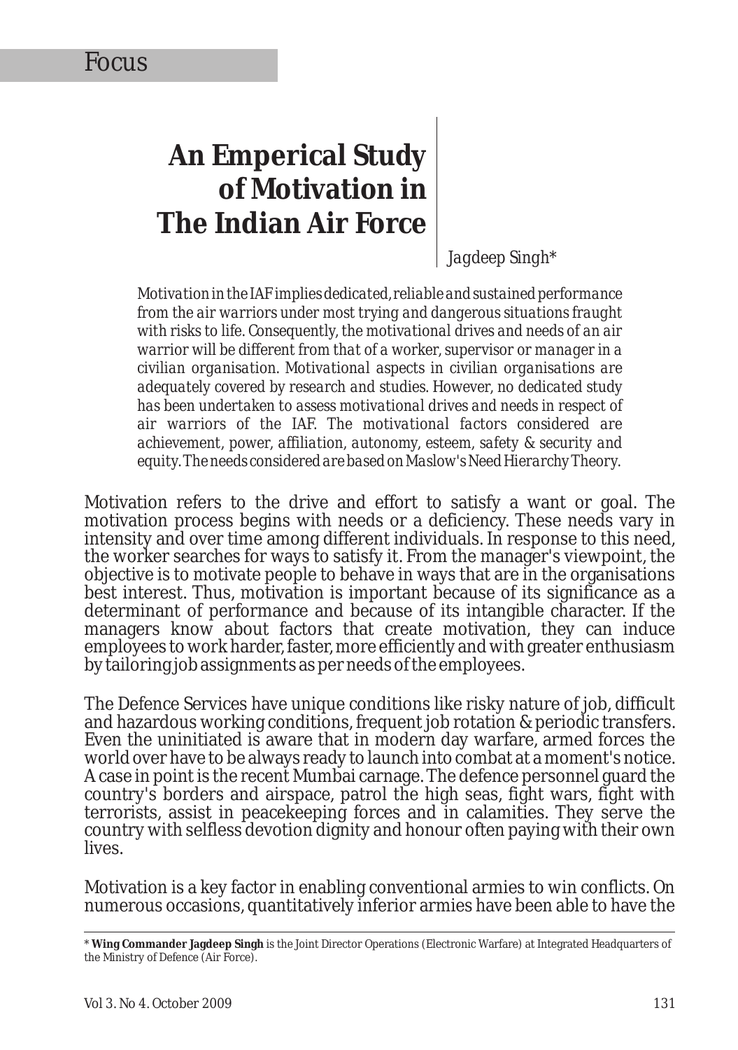Focus

# An Emperical Study of Motivation in The Indian Air Force

Jagdeep Singh*

*Motivation in the IAF implies dedicated, reliable and sustained performance from the air warriors under most trying and dangerous situations fraught with risks to life. Consequently, the motivational drives and needs of an air warrior will be different from that of a worker, supervisor or manager in a civilian organisation. Motivational aspects in civilian organisations are adequately covered by research and studies. However, no dedicated study has been undertaken to assess motivational drives and needs in respect of air warriors of the IAF. The motivational factors considered are achievement, power, affiliation, autonomy, esteem, safety & security and equity. The needs considered are based on Maslow's Need Hierarchy Theory.*

Motivation refers to the drive and effort to satisfy a want or goal. The motivation process begins with needs or a deficiency. These needs vary in intensity and over time among different individuals. In response to this need, the worker searches for ways to satisfy it. From the manager's viewpoint, the objective is to motivate people to behave in ways that are in the organisations best interest. Thus, motivation is important because of its significance as a determinant of performance and because of its intangible character. If the managers know about factors that create motivation, they can induce employees to work harder, faster, more efficiently and with greater enthusiasm by tailoring job assignments as per needs of the employees.

The Defence Services have unique conditions like risky nature of job, difficult and hazardous working conditions, frequent job rotation & periodic transfers. Even the uninitiated is aware that in modern day warfare, armed forces the world over have to be always ready to launch into combat at a moment's notice. A case in point is the recent Mumbai carnage. The defence personnel guard the country's borders and airspace, patrol the high seas, fight wars, fight with terrorists, assist in peacekeeping forces and in calamities. They serve the country with selfless devotion dignity and honour often paying with their own lives.

Motivation is a key factor in enabling conventional armies to win conflicts. On numerous occasions, quantitatively inferior armies have been able to have the

* **Wing Commander Jagdeep Singh** is the Joint Director Operations (Electronic Warfare) at Integrated Headquarters of the Ministry of Defence (Air Force).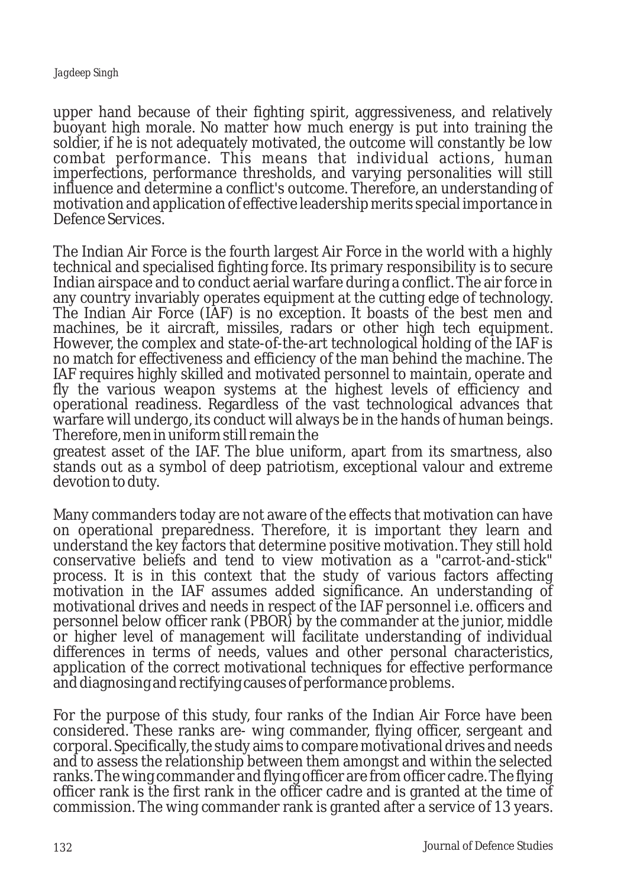upper hand because of their fighting spirit, aggressiveness, and relatively buoyant high morale. No matter how much energy is put into training the soldier, if he is not adequately motivated, the outcome will constantly be low combat performance. This means that individual actions, human imperfections, performance thresholds, and varying personalities will still influence and determine a conflict's outcome. Therefore, an understanding of motivation and application of effective leadership merits special importance in Defence Services.

The Indian Air Force is the fourth largest Air Force in the world with a highly technical and specialised fighting force. Its primary responsibility is to secure Indian airspace and to conduct aerial warfare during a conflict. The air force in any country invariably operates equipment at the cutting edge of technology. The Indian Air Force (IAF) is no exception. It boasts of the best men and machines, be it aircraft, missiles, radars or other high tech equipment. However, the complex and state-of-the-art technological holding of the IAF is no match for effectiveness and efficiency of the man behind the machine. The IAF requires highly skilled and motivated personnel to maintain, operate and fly the various weapon systems at the highest levels of efficiency and operational readiness. Regardless of the vast technological advances that warfare will undergo, its conduct will always be in the hands of human beings. Therefore, men in uniform still remain the greatest asset of the IAF. The blue uniform, apart from its smartness, also stands out as a symbol of deep patriotism, exceptional valour and extreme devotion to duty.

Many commanders today are not aware of the effects that motivation can have on operational preparedness. Therefore, it is important they learn and understand the key factors that determine positive motivation. They still hold conservative beliefs and tend to view motivation as a "carrot-and-stick" process. It is in this context that the study of various factors affecting motivation in the IAF assumes added significance. An understanding of motivational drives and needs in respect of the IAF personnel i.e. officers and personnel below officer rank (PBOR) by the commander at the junior, middle or higher level of management will facilitate understanding of individual differences in terms of needs, values and other personal characteristics, application of the correct motivational techniques for effective performance and diagnosing and rectifying causes of performance problems.

For the purpose of this study, four ranks of the Indian Air Force have been considered. These ranks are- wing commander, flying officer, sergeant and corporal. Specifically, the study aims to compare motivational drives and needs and to assess the relationship between them amongst and within the selected ranks. The wing commander and flying officer are from officer cadre. The flying officer rank is the first rank in the officer cadre and is granted at the time of commission. The wing commander rank is granted after a service of 13 years.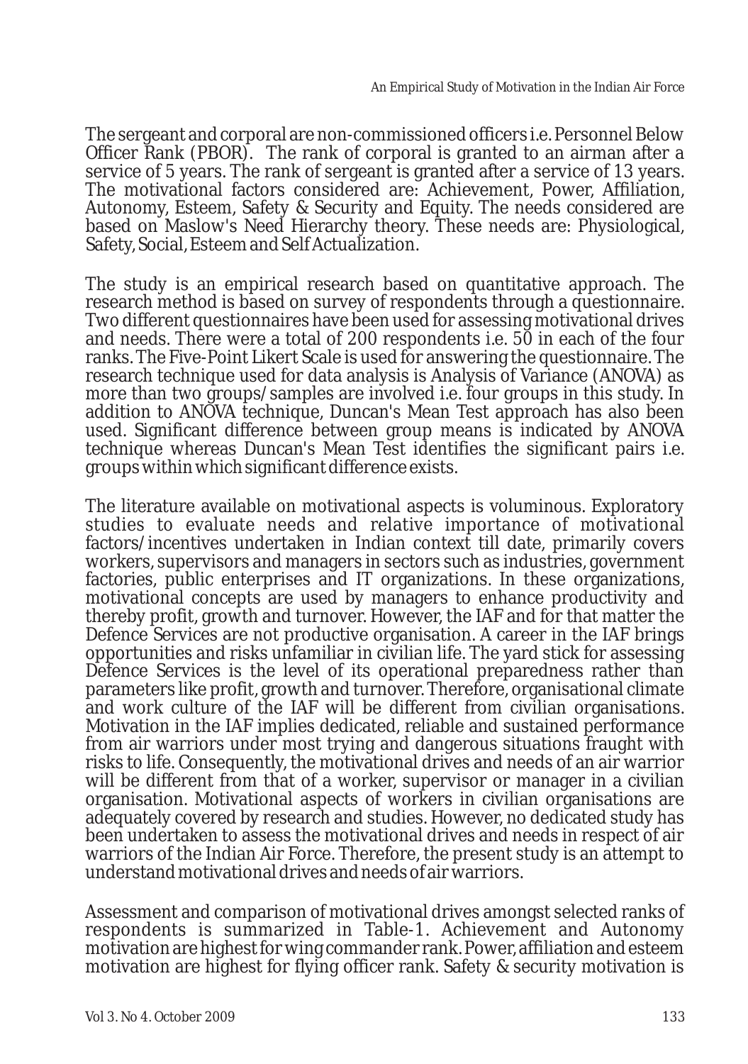The sergeant and corporal are non-commissioned officers i.e. Personnel Below Officer Rank (PBOR). The rank of corporal is granted to an airman after a service of 5 years. The rank of sergeant is granted after a service of 13 years. The motivational factors considered are: Achievement, Power, Affiliation, Autonomy, Esteem, Safety & Security and Equity. The needs considered are based on Maslow's Need Hierarchy theory. These needs are: Physiological, Safety, Social, Esteem and Self Actualization.

The study is an empirical research based on quantitative approach. The research method is based on survey of respondents through a questionnaire. Two different questionnaires have been used for assessing motivational drives and needs. There were a total of 200 respondents i.e. 50 in each of the four ranks. The Five-Point Likert Scale is used for answering the questionnaire. The research technique used for data analysis is Analysis of Variance (ANOVA) as more than two groups/samples are involved i.e. four groups in this study. In addition to ANOVA technique, Duncan's Mean Test approach has also been used. Significant difference between group means is indicated by ANOVA technique whereas Duncan's Mean Test identifies the significant pairs i.e. groups within which significant difference exists.

The literature available on motivational aspects is voluminous. Exploratory studies to evaluate needs and relative importance of motivational factors/incentives undertaken in Indian context till date, primarily covers workers, supervisors and managers in sectors such as industries, government factories, public enterprises and IT organizations. In these organizations, motivational concepts are used by managers to enhance productivity and thereby profit, growth and turnover. However, the IAF and for that matter the Defence Services are not productive organisation. A career in the IAF brings opportunities and risks unfamiliar in civilian life. The yard stick for assessing Defence Services is the level of its operational preparedness rather than parameters like profit, growth and turnover. Therefore, organisational climate and work culture of the IAF will be different from civilian organisations. Motivation in the IAF implies dedicated, reliable and sustained performance from air warriors under most trying and dangerous situations fraught with risks to life. Consequently, the motivational drives and needs of an air warrior will be different from that of a worker, supervisor or manager in a civilian organisation. Motivational aspects of workers in civilian organisations are adequately covered by research and studies. However, no dedicated study has been undertaken to assess the motivational drives and needs in respect of air warriors of the Indian Air Force. Therefore, the present study is an attempt to understand motivational drives and needs of air warriors.

Assessment and comparison of motivational drives amongst selected ranks of respondents is summarized in Table-1. Achievement and Autonomy motivation are highest for wing commander rank. Power, affiliation and esteem motivation are highest for flying officer rank. Safety & security motivation is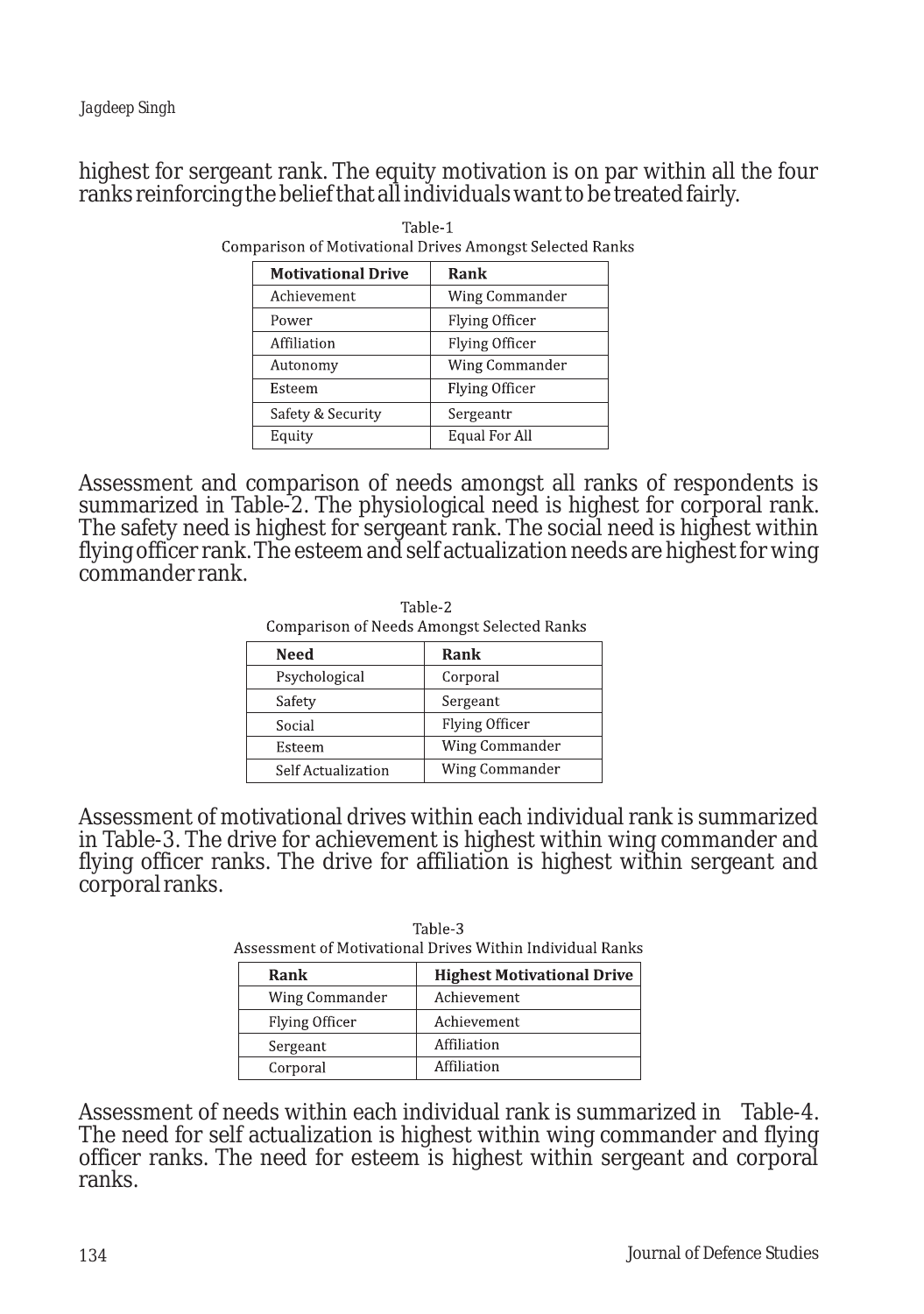highest for sergeant rank. The equity motivation is on par within all the four ranks reinforcing the belief that all individuals want to be treated fairly.

Table-1
Comparison of Motivational Drives Amongst Selected Ranks

| Motivational Drive | Rank |
|---|---|
| Achievement | Wing Commander |
| Power | Flying Officer |
| Affiliation | Flying Officer |
| Autonomy | Wing Commander |
| Esteem | Flying Officer |
| Safety & Security | Sergeantr |
| Equity | Equal For All |

Assessment and comparison of needs amongst all ranks of respondents is summarized in Table-2. The physiological need is highest for corporal rank. The safety need is highest for sergeant rank. The social need is highest within flying officer rank. The esteem and self actualization needs are highest for wing commander rank.

Table-2
Comparison of Needs Amongst Selected Ranks

| Need | Rank |
|---|---|
| Psychological | Corporal |
| Safety | Sergeant |
| Social | Flying Officer |
| Esteem | Wing Commander |
| Self Actualization | Wing Commander |

Assessment of motivational drives within each individual rank is summarized in Table-3. The drive for achievement is highest within wing commander and flying officer ranks. The drive for affiliation is highest within sergeant and corporal ranks.

Table-3
Assessment of Motivational Drives Within Individual Ranks

| Rank | Highest Motivational Drive |
|---|---|
| Wing Commander | Achievement |
| Flying Officer | Achievement |
| Sergeant | Affiliation |
| Corporal | Affiliation |

Assessment of needs within each individual rank is summarized in Table-4. The need for self actualization is highest within wing commander and flying officer ranks. The need for esteem is highest within sergeant and corporal ranks.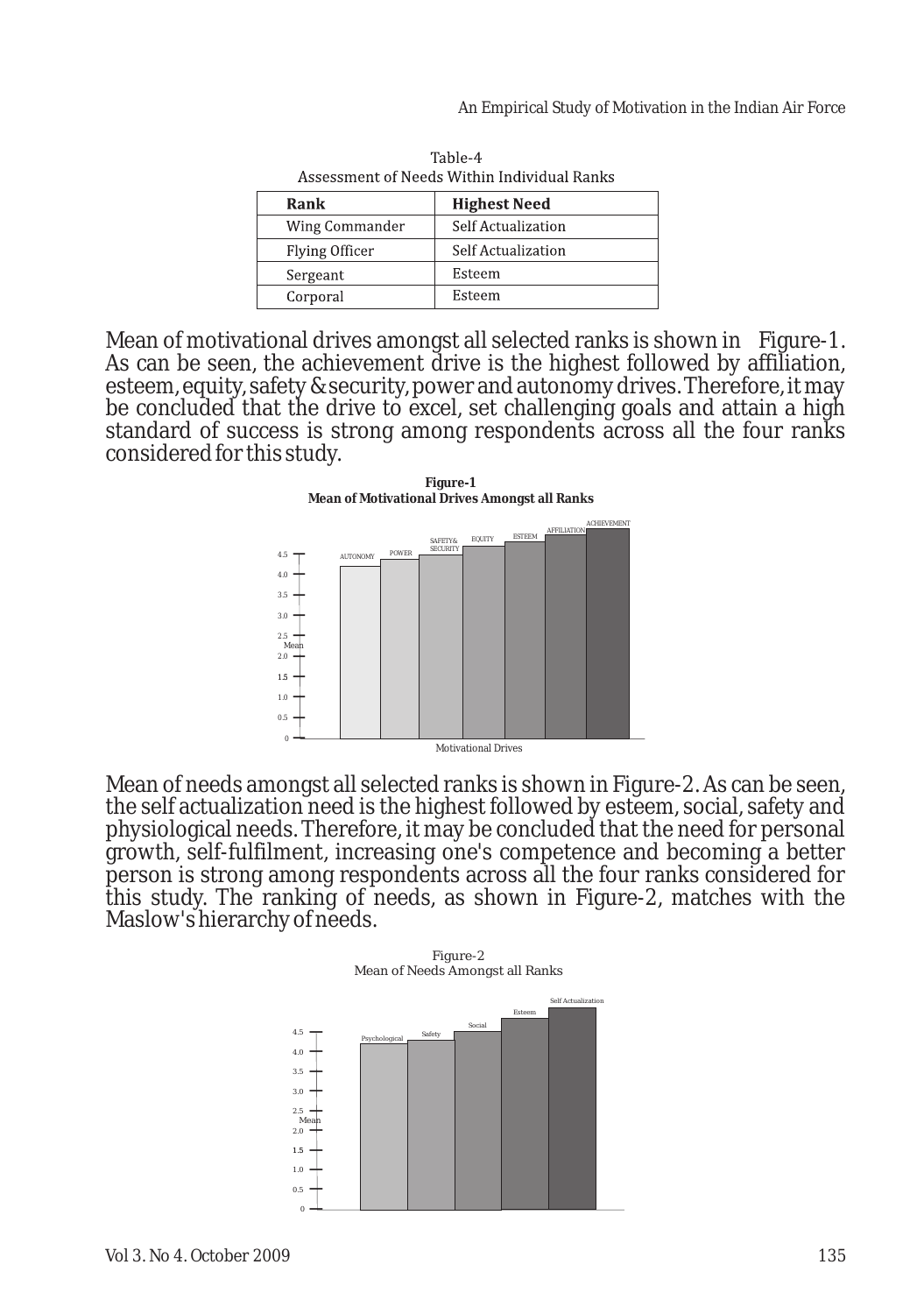Table-4
Assessment of Needs Within Individual Ranks

| Rank | Highest Need |
|---|---|
| Wing Commander | Self Actualization |
| Flying Officer | Self Actualization |
| Sergeant | Esteem |
| Corporal | Esteem |

Mean of motivational drives amongst all selected ranks is shown in Figure-1. As can be seen, the achievement drive is the highest followed by affiliation, esteem, equity, safety & security, power and autonomy drives. Therefore, it may be concluded that the drive to excel, set challenging goals and attain a high standard of success is strong among respondents across all the four ranks considered for this study.

**Figure-1**
**Mean of Motivational Drives Amongst all Ranks**

Mean of needs amongst all selected ranks is shown in Figure-2. As can be seen, the self actualization need is the highest followed by esteem, social, safety and physiological needs. Therefore, it may be concluded that the need for personal growth, self-fulfilment, increasing one's competence and becoming a better person is strong among respondents across all the four ranks considered for this study. The ranking of needs, as shown in Figure-2, matches with the Maslow's hierarchy of needs.

Figure-2
Mean of Needs Amongst all Ranks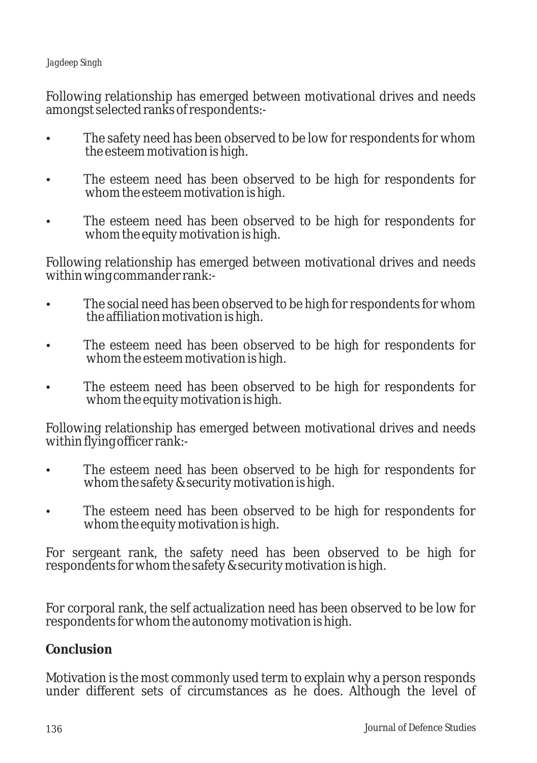Following relationship has emerged between motivational drives and needs amongst selected ranks of respondents:-

- The safety need has been observed to be low for respondents for whom the esteem motivation is high.
- The esteem need has been observed to be high for respondents for whom the esteem motivation is high.
- The esteem need has been observed to be high for respondents for whom the equity motivation is high.

Following relationship has emerged between motivational drives and needs within wing commander rank:-

- The social need has been observed to be high for respondents for whom the affiliation motivation is high.
- The esteem need has been observed to be high for respondents for whom the esteem motivation is high.
- The esteem need has been observed to be high for respondents for whom the equity motivation is high.

Following relationship has emerged between motivational drives and needs within flying officer rank:-

- The esteem need has been observed to be high for respondents for whom the safety & security motivation is high.
- The esteem need has been observed to be high for respondents for whom the equity motivation is high.

For sergeant rank, the safety need has been observed to be high for respondents for whom the safety & security motivation is high.

For corporal rank, the self actualization need has been observed to be low for respondents for whom the autonomy motivation is high.

## Conclusion

Motivation is the most commonly used term to explain why a person responds under different sets of circumstances as he does. Although the level of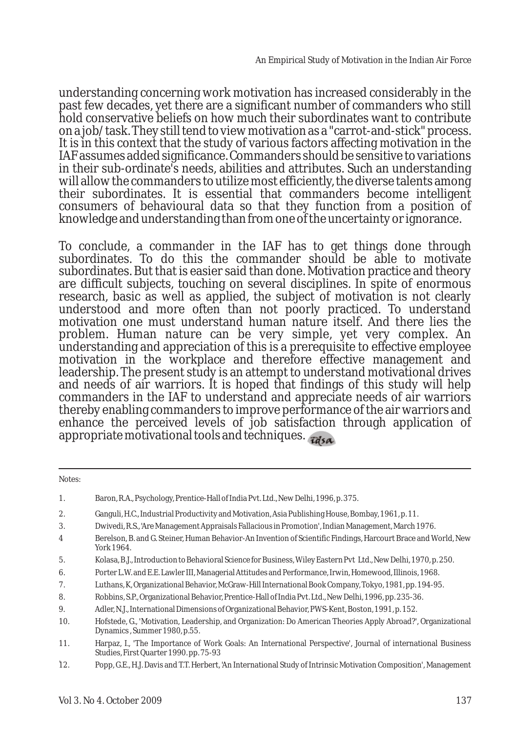understanding concerning work motivation has increased considerably in the past few decades, yet there are a significant number of commanders who still hold conservative beliefs on how much their subordinates want to contribute on a job/task. They still tend to view motivation as a "carrot-and-stick" process. It is in this context that the study of various factors affecting motivation in the IAF assumes added significance. Commanders should be sensitive to variations in their sub-ordinate's needs, abilities and attributes. Such an understanding will allow the commanders to utilize most efficiently, the diverse talents among their subordinates. It is essential that commanders become intelligent consumers of behavioural data so that they function from a position of knowledge and understanding than from one of the uncertainty or ignorance.

To conclude, a commander in the IAF has to get things done through subordinates. To do this the commander should be able to motivate subordinates. But that is easier said than done. Motivation practice and theory are difficult subjects, touching on several disciplines. In spite of enormous research, basic as well as applied, the subject of motivation is not clearly understood and more often than not poorly practiced. To understand motivation one must understand human nature itself. And there lies the problem. Human nature can be very simple, yet very complex. An understanding and appreciation of this is a prerequisite to effective employee motivation in the workplace and therefore effective management and leadership. The present study is an attempt to understand motivational drives and needs of air warriors. It is hoped that findings of this study will help commanders in the IAF to understand and appreciate needs of air warriors thereby enabling commanders to improve performance of the air warriors and enhance the perceived levels of job satisfaction through application of appropriate motivational tools and techniques.

Notes:

1. Baron, R.A., Psychology, Prentice-Hall of India Pvt. Ltd., New Delhi, 1996, p. 375.
2. Ganguli, H.C., Industrial Productivity and Motivation, Asia Publishing House, Bombay, 1961, p. 11.
3. Dwivedi, R.S., 'Are Management Appraisals Fallacious in Promotion', Indian Management, March 1976.
4. Berelson, B. and G. Steiner, Human Behavior-An Invention of Scientific Findings, Harcourt Brace and World, New York 1964.
5. Kolasa, B.J., Introduction to Behavioral Science for Business, Wiley Eastern Pvt Ltd., New Delhi, 1970, p. 250.
6. Porter L.W. and E.E. Lawler III, Managerial Attitudes and Performance, Irwin, Homewood, Illinois, 1968.
7. Luthans, K, Organizational Behavior, McGraw-Hill International Book Company, Tokyo, 1981, pp. 194-95.
8. Robbins, S.P., Organizational Behavior, Prentice-Hall of India Pvt. Ltd., New Delhi, 1996, pp. 235-36.
9. Adler, N.J., International Dimensions of Organizational Behavior, PWS-Kent, Boston, 1991, p. 152.
10. Hofstede, G., 'Motivation, Leadership, and Organization: Do American Theories Apply Abroad?', Organizational Dynamics , Summer 1980, p.55.
11. Harpaz, I., 'The Importance of Work Goals: An International Perspective', Journal of international Business Studies, First Quarter 1990. pp. 75-93
12. Popp, G.E., H.J. Davis and T.T. Herbert, 'An International Study of Intrinsic Motivation Composition', Management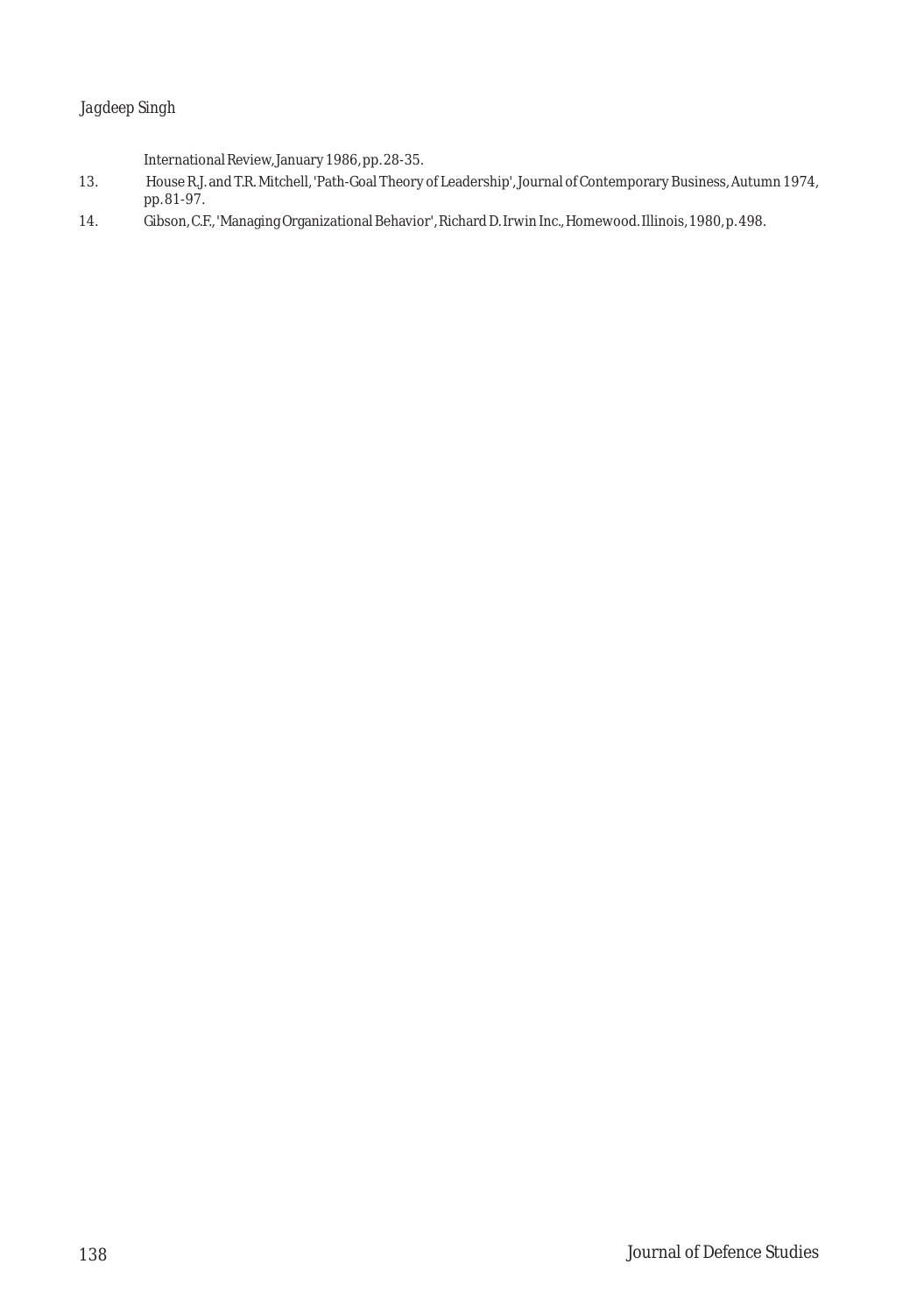International Review, January 1986, pp. 28-35.

13. House R.J. and T.R. Mitchell, 'Path-Goal Theory of Leadership', Journal of Contemporary Business, Autumn 1974, pp. 81-97.
14. Gibson, C.F., 'Managing Organizational Behavior', Richard D. Irwin Inc., Homewood. Illinois, 1980, p. 498.